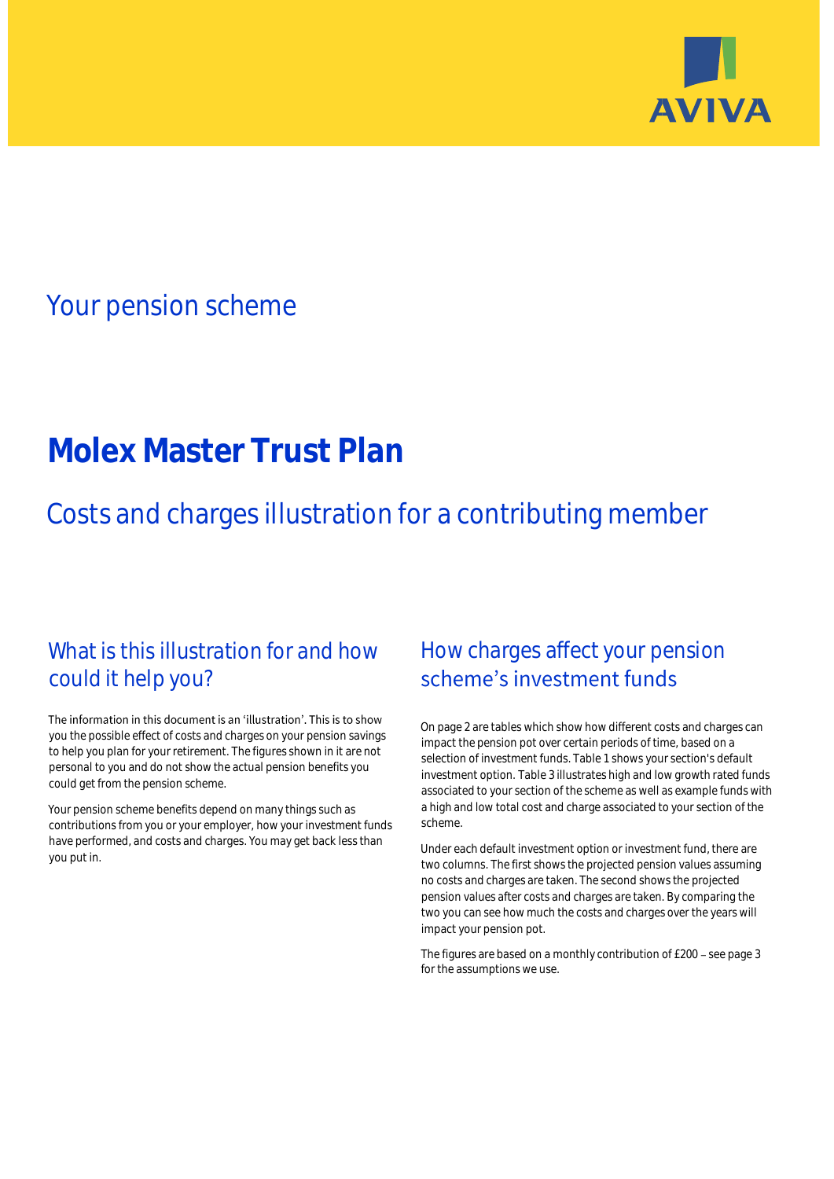AVIVA

## Your pension scheme

# Molex Master Trust Plan

## Costs and charges illustration for a contributing member

### What is this illustration for and how could it help you?

The information in this document is an 'illustration'. This is to show you the possible effect of costs and charges on your pension savings to help you plan for your retirement. The figures shown in it are not personal to you and do not show the actual pension benefits you could get from the pension scheme.

Your pension scheme benefits depend on many things such as contributions from you or your employer, how your investment funds have performed, and costs and charges. You may get back less than you put in.

### How charges affect your pension scheme's investment funds

On page 2 are tables which show how different costs and charges can impact the pension pot over certain periods of time, based on a selection of investment funds. Table 1 shows your section's default investment option. Table 3 illustrates high and low growth rated funds associated to your section of the scheme as well as example funds with a high and low total cost and charge associated to your section of the scheme.

Under each default investment option or investment fund, there are two columns. The first shows the projected pension values assuming no costs and charges are taken. The second shows the projected pension values after costs and charges are taken. By comparing the two you can see how much the costs and charges over the years will impact your pension pot.

The figures are based on a monthly contribution of £200 – see page 3 for the assumptions we use.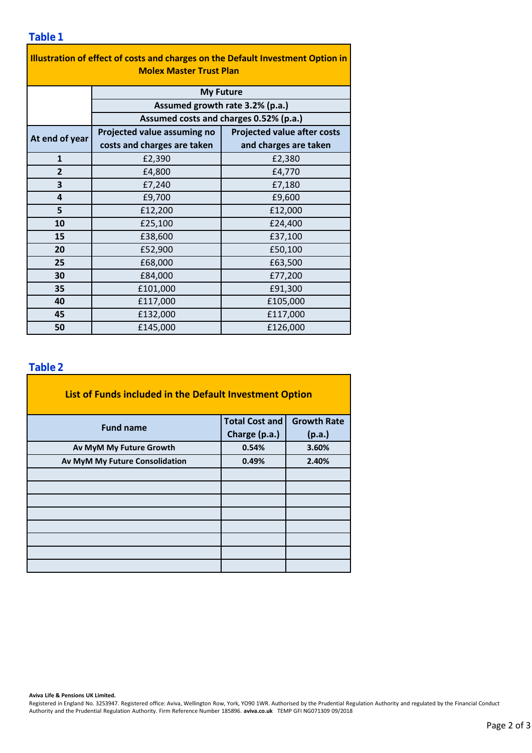## Table 1

| Illustration of effect of costs and charges on the Default Investment Option in Molex Master Trust Plan | | |
|---|---|---|
| | My Future | |
| | Assumed growth rate 3.2% (p.a.) | |
| | Assumed costs and charges 0.52% (p.a.) | |
| **At end of year** | **Projected value assuming no costs and charges are taken** | **Projected value after costs and charges are taken** |
| 1 | £2,390 | £2,380 |
| 2 | £4,800 | £4,770 |
| 3 | £7,240 | £7,180 |
| 4 | £9,700 | £9,600 |
| 5 | £12,200 | £12,000 |
| 10 | £25,100 | £24,400 |
| 15 | £38,600 | £37,100 |
| 20 | £52,900 | £50,100 |
| 25 | £68,000 | £63,500 |
| 30 | £84,000 | £77,200 |
| 35 | £101,000 | £91,300 |
| 40 | £117,000 | £105,000 |
| 45 | £132,000 | £117,000 |
| 50 | £145,000 | £126,000 |

## Table 2

| List of Funds included in the Default Investment Option | | |
|---|---|---|
| **Fund name** | **Total Cost and Charge (p.a.)** | **Growth Rate (p.a.)** |
| Av MyM My Future Growth | 0.54% | 3.60% |
| Av MyM My Future Consolidation | 0.49% | 2.40% |
| | | |
| | | |
| | | |
| | | |
| | | |
| | | |
| | | |
| | | |

**Aviva Life & Pensions UK Limited.**
Registered in England No. 3253947. Registered office: Aviva, Wellington Row, York, YO90 1WR. Authorised by the Prudential Regulation Authority and regulated by the Financial Conduct Authority and the Prudential Regulation Authority. Firm Reference Number 185896. **aviva.co.uk** TEMP GFI NG071309 09/2018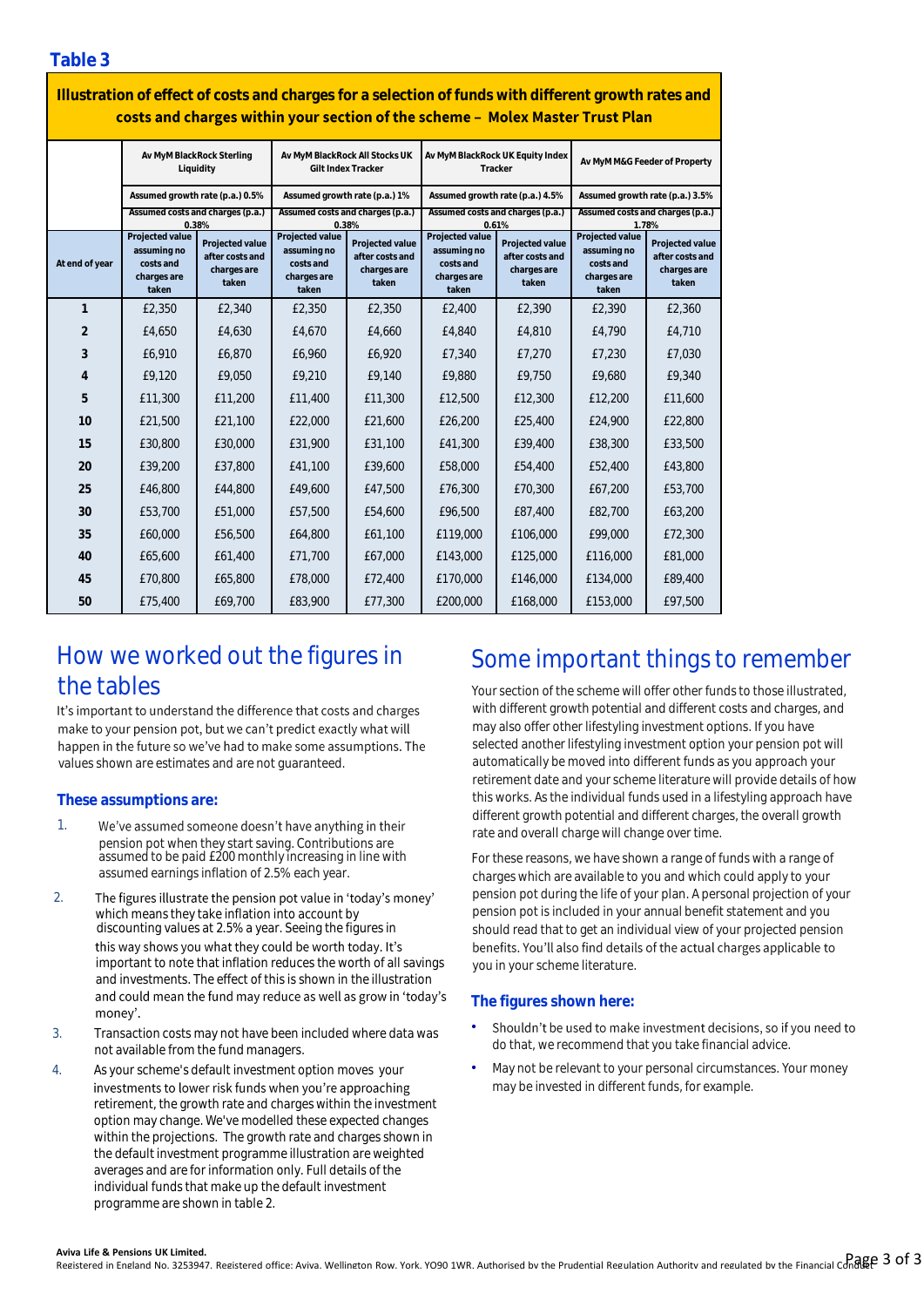## Table 3

| Illustration of effect of costs and charges for a selection of funds with different growth rates and costs and charges within your section of the scheme – Molex Master Trust Plan | | | | | | | | |
|---|---|---|---|---|---|---|---|---|
| | Av MyM BlackRock Sterling Liquidity | | Av MyM BlackRock All Stocks UK Gilt Index Tracker | | Av MyM BlackRock UK Equity Index Tracker | | Av MyM M&G Feeder of Property | |
| | Assumed growth rate (p.a.) 0.5% | | Assumed growth rate (p.a.) 1% | | Assumed growth rate (p.a.) 4.5% | | Assumed growth rate (p.a.) 3.5% | |
| | Assumed costs and charges (p.a.) 0.38% | | Assumed costs and charges (p.a.) 0.38% | | Assumed costs and charges (p.a.) 0.61% | | Assumed costs and charges (p.a.) 1.78% | |
| At end of year | Projected value assuming no costs and charges are taken | Projected value after costs and charges are taken | Projected value assuming no costs and charges are taken | Projected value after costs and charges are taken | Projected value assuming no costs and charges are taken | Projected value after costs and charges are taken | Projected value assuming no costs and charges are taken | Projected value after costs and charges are taken |
| 1 | £2,350 | £2,340 | £2,350 | £2,350 | £2,400 | £2,390 | £2,390 | £2,360 |
| 2 | £4,650 | £4,630 | £4,670 | £4,660 | £4,840 | £4,810 | £4,790 | £4,710 |
| 3 | £6,910 | £6,870 | £6,960 | £6,920 | £7,340 | £7,270 | £7,230 | £7,030 |
| 4 | £9,120 | £9,050 | £9,210 | £9,140 | £9,880 | £9,750 | £9,680 | £9,340 |
| 5 | £11,300 | £11,200 | £11,400 | £11,300 | £12,500 | £12,300 | £12,200 | £11,600 |
| 10 | £21,500 | £21,100 | £22,000 | £21,600 | £26,200 | £25,400 | £24,900 | £22,800 |
| 15 | £30,800 | £30,000 | £31,900 | £31,100 | £41,300 | £39,400 | £38,300 | £33,500 |
| 20 | £39,200 | £37,800 | £41,100 | £39,600 | £58,000 | £54,400 | £52,400 | £43,800 |
| 25 | £46,800 | £44,800 | £49,600 | £47,500 | £76,300 | £70,300 | £67,200 | £53,700 |
| 30 | £53,700 | £51,000 | £57,500 | £54,600 | £96,500 | £87,400 | £82,700 | £63,200 |
| 35 | £60,000 | £56,500 | £64,800 | £61,100 | £119,000 | £106,000 | £99,000 | £72,300 |
| 40 | £65,600 | £61,400 | £71,700 | £67,000 | £143,000 | £125,000 | £116,000 | £81,000 |
| 45 | £70,800 | £65,800 | £78,000 | £72,400 | £170,000 | £146,000 | £134,000 | £89,400 |
| 50 | £75,400 | £69,700 | £83,900 | £77,300 | £200,000 | £168,000 | £153,000 | £97,500 |

# How we worked out the figures in the tables

It's important to understand the difference that costs and charges make to your pension pot, but we can't predict exactly what will happen in the future so we've had to make some assumptions. The values shown are estimates and are not guaranteed.

### These assumptions are:

1. We've assumed someone doesn't have anything in their pension pot when they start saving. Contributions are assumed to be paid £200 monthly increasing in line with assumed earnings inflation of 2.5% each year.
2. The figures illustrate the pension pot value in 'today's money' which means they take inflation into account by discounting values at 2.5% a year. Seeing the figures in this way shows you what they could be worth today. It's important to note that inflation reduces the worth of all savings and investments. The effect of this is shown in the illustration and could mean the fund may reduce as well as grow in 'today's money'.
3. Transaction costs may not have been included where data was not available from the fund managers.
4. As your scheme's default investment option moves your investments to lower risk funds when you're approaching retirement, the growth rate and charges within the investment option may change. We've modelled these expected changes within the projections. The growth rate and charges shown in the default investment programme illustration are weighted averages and are for information only. Full details of the individual funds that make up the default investment programme are shown in table 2.

# Some important things to remember

Your section of the scheme will offer other funds to those illustrated, with different growth potential and different costs and charges, and may also offer other lifestyling investment options. If you have selected another lifestyling investment option your pension pot will automatically be moved into different funds as you approach your retirement date and your scheme literature will provide details of how this works. As the individual funds used in a lifestyling approach have different growth potential and different charges, the overall growth rate and overall charge will change over time.

For these reasons, we have shown a range of funds with a range of charges which are available to you and which could apply to your pension pot during the life of your plan. A personal projection of your pension pot is included in your annual benefit statement and you should read that to get an individual view of your projected pension benefits. You'll also find details of the actual charges applicable to you in your scheme literature.

### The figures shown here:

- Shouldn't be used to make investment decisions, so if you need to do that, we recommend that you take financial advice.
- May not be relevant to your personal circumstances. Your money may be invested in different funds, for example.

**Aviva Life & Pensions UK Limited.**
Registered in England No. 3253947. Registered office: Aviva, Wellington Row, York, YO90 1WR. Authorised by the Prudential Regulation Authority and regulated by the Financial Conduct